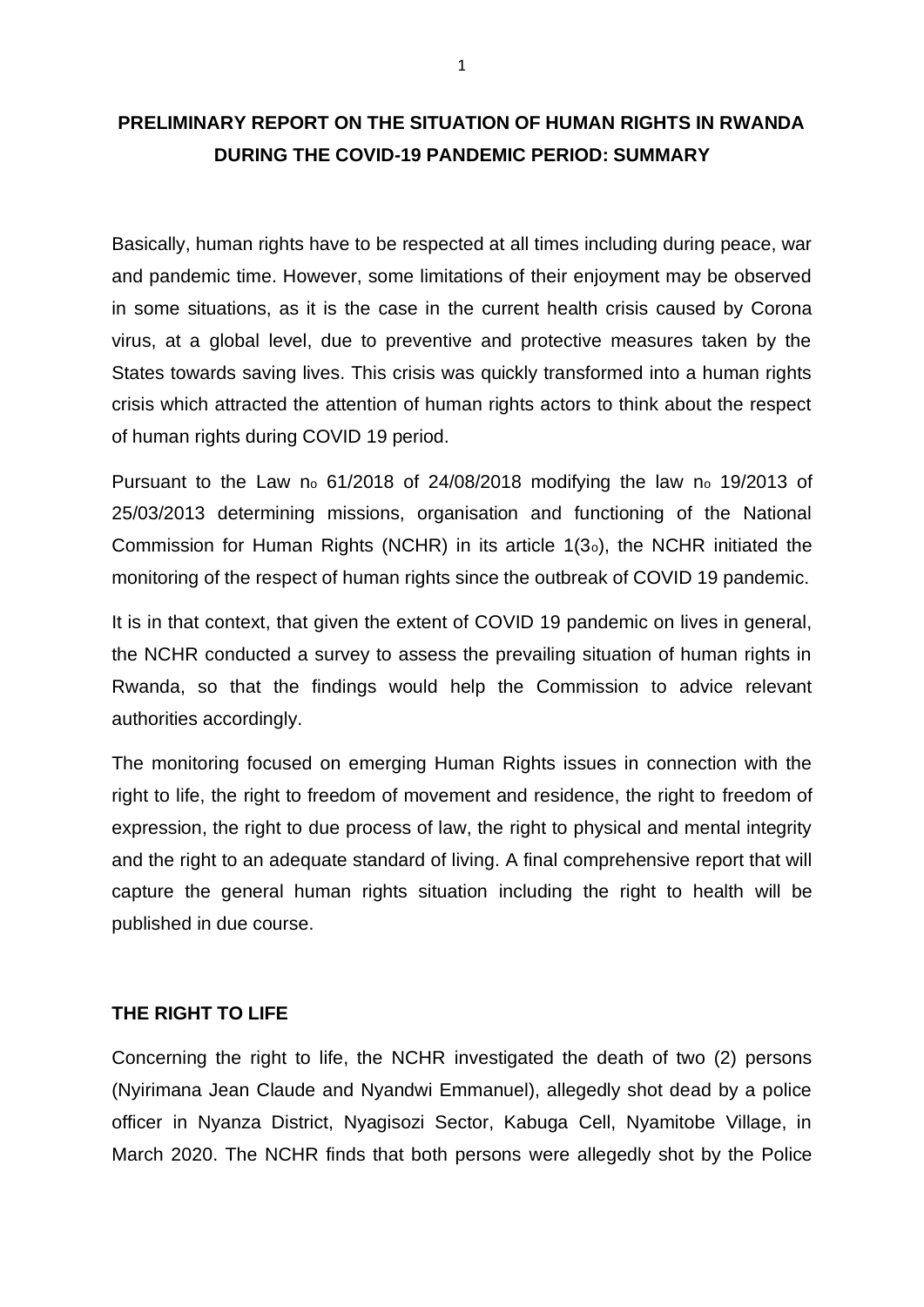# PRELIMINARY REPORT ON THE SITUATION OF HUMAN RIGHTS IN RWANDA DURING THE COVID-19 PANDEMIC PERIOD: SUMMARY

Basically, human rights have to be respected at all times including during peace, war and pandemic time. However, some limitations of their enjoyment may be observed in some situations, as it is the case in the current health crisis caused by Corona virus, at a global level, due to preventive and protective measures taken by the States towards saving lives. This crisis was quickly transformed into a human rights crisis which attracted the attention of human rights actors to think about the respect of human rights during COVID 19 period.

Pursuant to the Law n$_o$ 61/2018 of 24/08/2018 modifying the law n$_o$ 19/2013 of 25/03/2013 determining missions, organisation and functioning of the National Commission for Human Rights (NCHR) in its article 1(3$_o$), the NCHR initiated the monitoring of the respect of human rights since the outbreak of COVID 19 pandemic.

It is in that context, that given the extent of COVID 19 pandemic on lives in general, the NCHR conducted a survey to assess the prevailing situation of human rights in Rwanda, so that the findings would help the Commission to advice relevant authorities accordingly.

The monitoring focused on emerging Human Rights issues in connection with the right to life, the right to freedom of movement and residence, the right to freedom of expression, the right to due process of law, the right to physical and mental integrity and the right to an adequate standard of living. A final comprehensive report that will capture the general human rights situation including the right to health will be published in due course.

## THE RIGHT TO LIFE

Concerning the right to life, the NCHR investigated the death of two (2) persons (Nyirimana Jean Claude and Nyandwi Emmanuel), allegedly shot dead by a police officer in Nyanza District, Nyagisozi Sector, Kabuga Cell, Nyamitobe Village, in March 2020. The NCHR finds that both persons were allegedly shot by the Police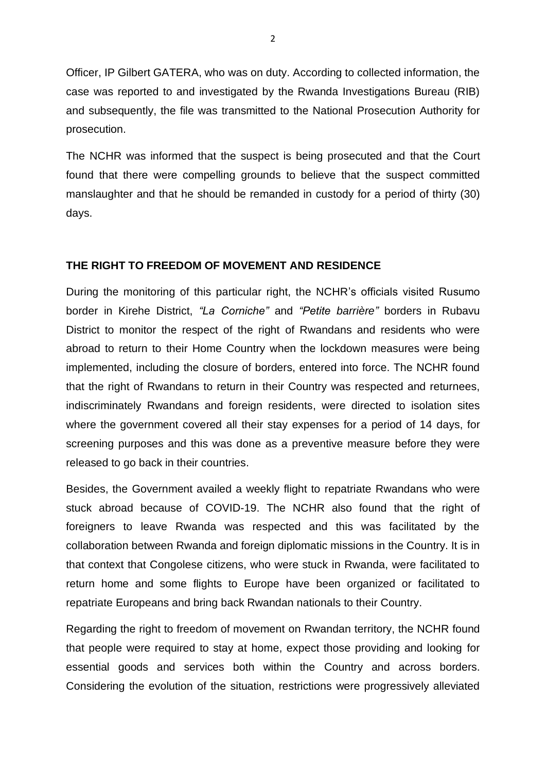Officer, IP Gilbert GATERA, who was on duty. According to collected information, the case was reported to and investigated by the Rwanda Investigations Bureau (RIB) and subsequently, the file was transmitted to the National Prosecution Authority for prosecution.

The NCHR was informed that the suspect is being prosecuted and that the Court found that there were compelling grounds to believe that the suspect committed manslaughter and that he should be remanded in custody for a period of thirty (30) days.

**THE RIGHT TO FREEDOM OF MOVEMENT AND RESIDENCE**

During the monitoring of this particular right, the NCHR's officials visited Rusumo border in Kirehe District, *"La Corniche"* and *"Petite barrière"* borders in Rubavu District to monitor the respect of the right of Rwandans and residents who were abroad to return to their Home Country when the lockdown measures were being implemented, including the closure of borders, entered into force. The NCHR found that the right of Rwandans to return in their Country was respected and returnees, indiscriminately Rwandans and foreign residents, were directed to isolation sites where the government covered all their stay expenses for a period of 14 days, for screening purposes and this was done as a preventive measure before they were released to go back in their countries.

Besides, the Government availed a weekly flight to repatriate Rwandans who were stuck abroad because of COVID-19. The NCHR also found that the right of foreigners to leave Rwanda was respected and this was facilitated by the collaboration between Rwanda and foreign diplomatic missions in the Country. It is in that context that Congolese citizens, who were stuck in Rwanda, were facilitated to return home and some flights to Europe have been organized or facilitated to repatriate Europeans and bring back Rwandan nationals to their Country.

Regarding the right to freedom of movement on Rwandan territory, the NCHR found that people were required to stay at home, expect those providing and looking for essential goods and services both within the Country and across borders. Considering the evolution of the situation, restrictions were progressively alleviated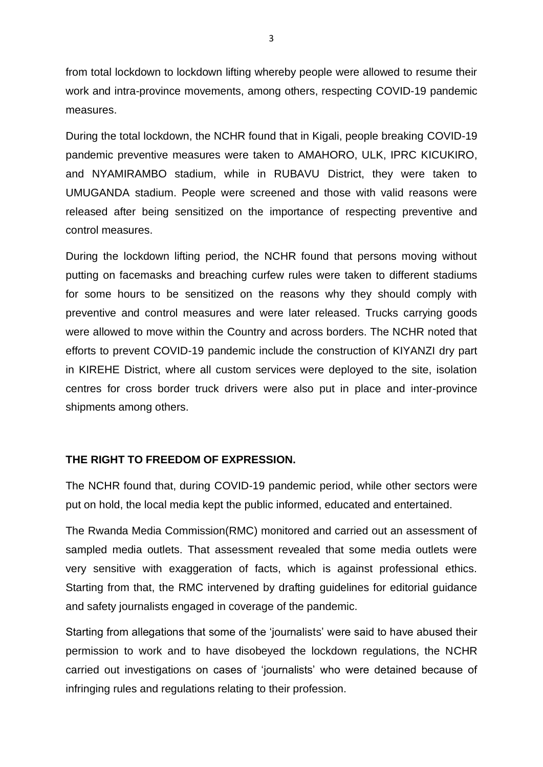from total lockdown to lockdown lifting whereby people were allowed to resume their work and intra-province movements, among others, respecting COVID-19 pandemic measures.

During the total lockdown, the NCHR found that in Kigali, people breaking COVID-19 pandemic preventive measures were taken to AMAHORO, ULK, IPRC KICUKIRO, and NYAMIRAMBO stadium, while in RUBAVU District, they were taken to UMUGANDA stadium. People were screened and those with valid reasons were released after being sensitized on the importance of respecting preventive and control measures.

During the lockdown lifting period, the NCHR found that persons moving without putting on facemasks and breaching curfew rules were taken to different stadiums for some hours to be sensitized on the reasons why they should comply with preventive and control measures and were later released. Trucks carrying goods were allowed to move within the Country and across borders. The NCHR noted that efforts to prevent COVID-19 pandemic include the construction of KIYANZI dry part in KIREHE District, where all custom services were deployed to the site, isolation centres for cross border truck drivers were also put in place and inter-province shipments among others.

## THE RIGHT TO FREEDOM OF EXPRESSION.

The NCHR found that, during COVID-19 pandemic period, while other sectors were put on hold, the local media kept the public informed, educated and entertained.

The Rwanda Media Commission(RMC) monitored and carried out an assessment of sampled media outlets. That assessment revealed that some media outlets were very sensitive with exaggeration of facts, which is against professional ethics. Starting from that, the RMC intervened by drafting guidelines for editorial guidance and safety journalists engaged in coverage of the pandemic.

Starting from allegations that some of the 'journalists' were said to have abused their permission to work and to have disobeyed the lockdown regulations, the NCHR carried out investigations on cases of 'journalists' who were detained because of infringing rules and regulations relating to their profession.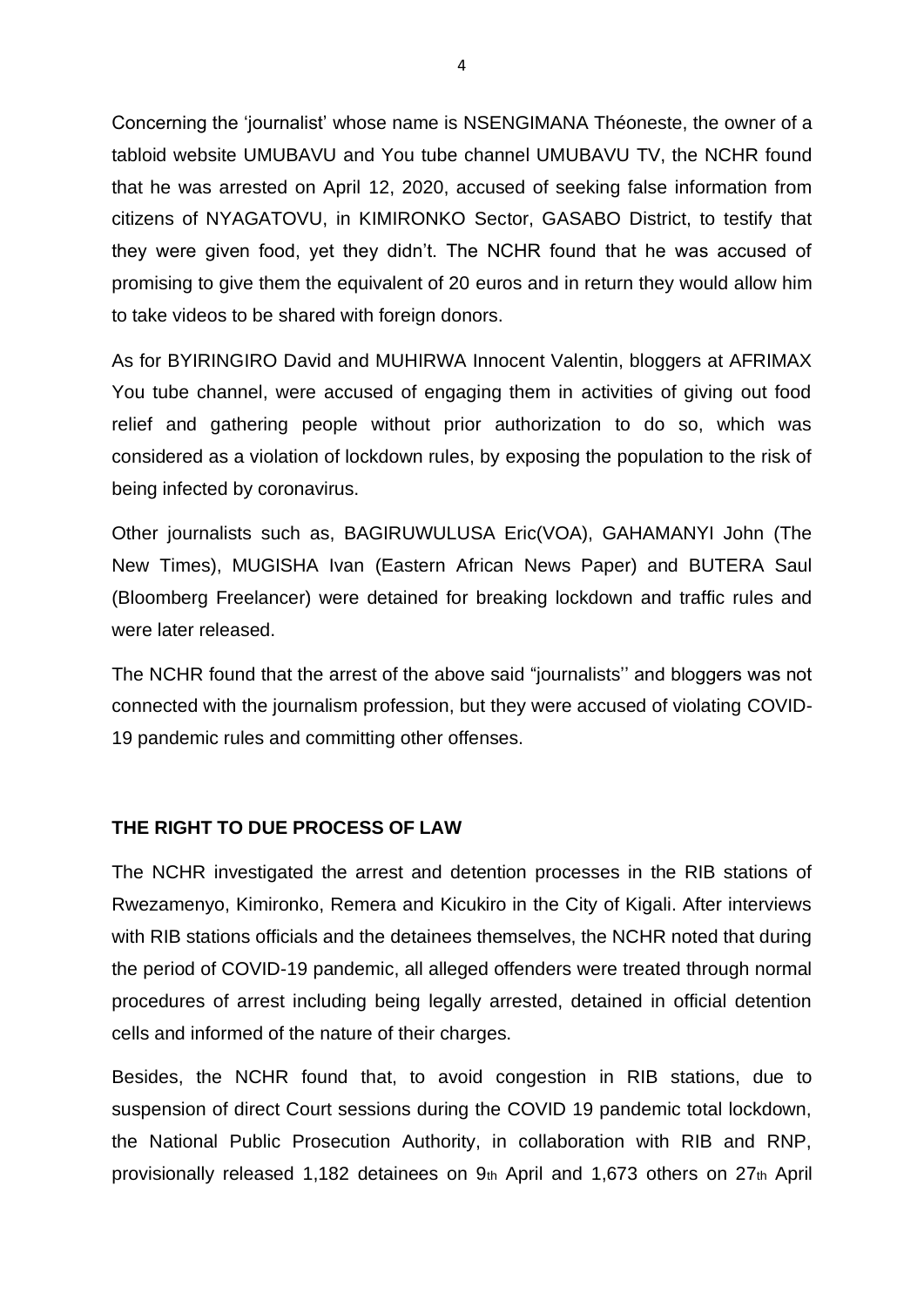Concerning the 'journalist' whose name is NSENGIMANA Théoneste, the owner of a tabloid website UMUBAVU and You tube channel UMUBAVU TV, the NCHR found that he was arrested on April 12, 2020, accused of seeking false information from citizens of NYAGATOVU, in KIMIRONKO Sector, GASABO District, to testify that they were given food, yet they didn't. The NCHR found that he was accused of promising to give them the equivalent of 20 euros and in return they would allow him to take videos to be shared with foreign donors.

As for BYIRINGIRO David and MUHIRWA Innocent Valentin, bloggers at AFRIMAX You tube channel, were accused of engaging them in activities of giving out food relief and gathering people without prior authorization to do so, which was considered as a violation of lockdown rules, by exposing the population to the risk of being infected by coronavirus.

Other journalists such as, BAGIRUWULUSA Eric(VOA), GAHAMANYI John (The New Times), MUGISHA Ivan (Eastern African News Paper) and BUTERA Saul (Bloomberg Freelancer) were detained for breaking lockdown and traffic rules and were later released.

The NCHR found that the arrest of the above said "journalists'' and bloggers was not connected with the journalism profession, but they were accused of violating COVID-19 pandemic rules and committing other offenses.

**THE RIGHT TO DUE PROCESS OF LAW**

The NCHR investigated the arrest and detention processes in the RIB stations of Rwezamenyo, Kimironko, Remera and Kicukiro in the City of Kigali. After interviews with RIB stations officials and the detainees themselves, the NCHR noted that during the period of COVID-19 pandemic, all alleged offenders were treated through normal procedures of arrest including being legally arrested, detained in official detention cells and informed of the nature of their charges.

Besides, the NCHR found that, to avoid congestion in RIB stations, due to suspension of direct Court sessions during the COVID 19 pandemic total lockdown, the National Public Prosecution Authority, in collaboration with RIB and RNP, provisionally released 1,182 detainees on 9th April and 1,673 others on 27th April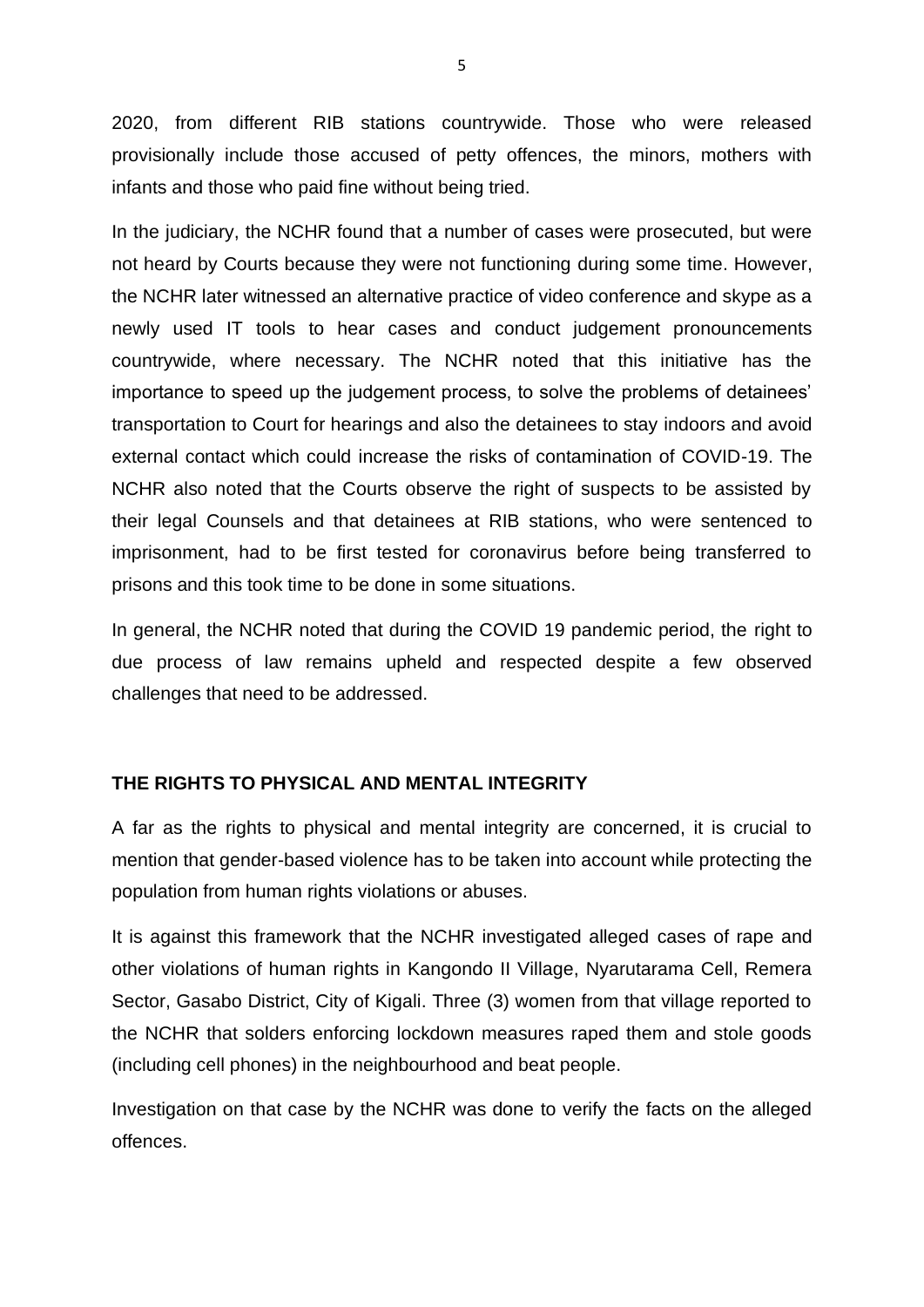2020, from different RIB stations countrywide. Those who were released provisionally include those accused of petty offences, the minors, mothers with infants and those who paid fine without being tried.

In the judiciary, the NCHR found that a number of cases were prosecuted, but were not heard by Courts because they were not functioning during some time. However, the NCHR later witnessed an alternative practice of video conference and skype as a newly used IT tools to hear cases and conduct judgement pronouncements countrywide, where necessary. The NCHR noted that this initiative has the importance to speed up the judgement process, to solve the problems of detainees' transportation to Court for hearings and also the detainees to stay indoors and avoid external contact which could increase the risks of contamination of COVID-19. The NCHR also noted that the Courts observe the right of suspects to be assisted by their legal Counsels and that detainees at RIB stations, who were sentenced to imprisonment, had to be first tested for coronavirus before being transferred to prisons and this took time to be done in some situations.

In general, the NCHR noted that during the COVID 19 pandemic period, the right to due process of law remains upheld and respected despite a few observed challenges that need to be addressed.

## THE RIGHTS TO PHYSICAL AND MENTAL INTEGRITY

A far as the rights to physical and mental integrity are concerned, it is crucial to mention that gender-based violence has to be taken into account while protecting the population from human rights violations or abuses.

It is against this framework that the NCHR investigated alleged cases of rape and other violations of human rights in Kangondo II Village, Nyarutarama Cell, Remera Sector, Gasabo District, City of Kigali. Three (3) women from that village reported to the NCHR that solders enforcing lockdown measures raped them and stole goods (including cell phones) in the neighbourhood and beat people.

Investigation on that case by the NCHR was done to verify the facts on the alleged offences.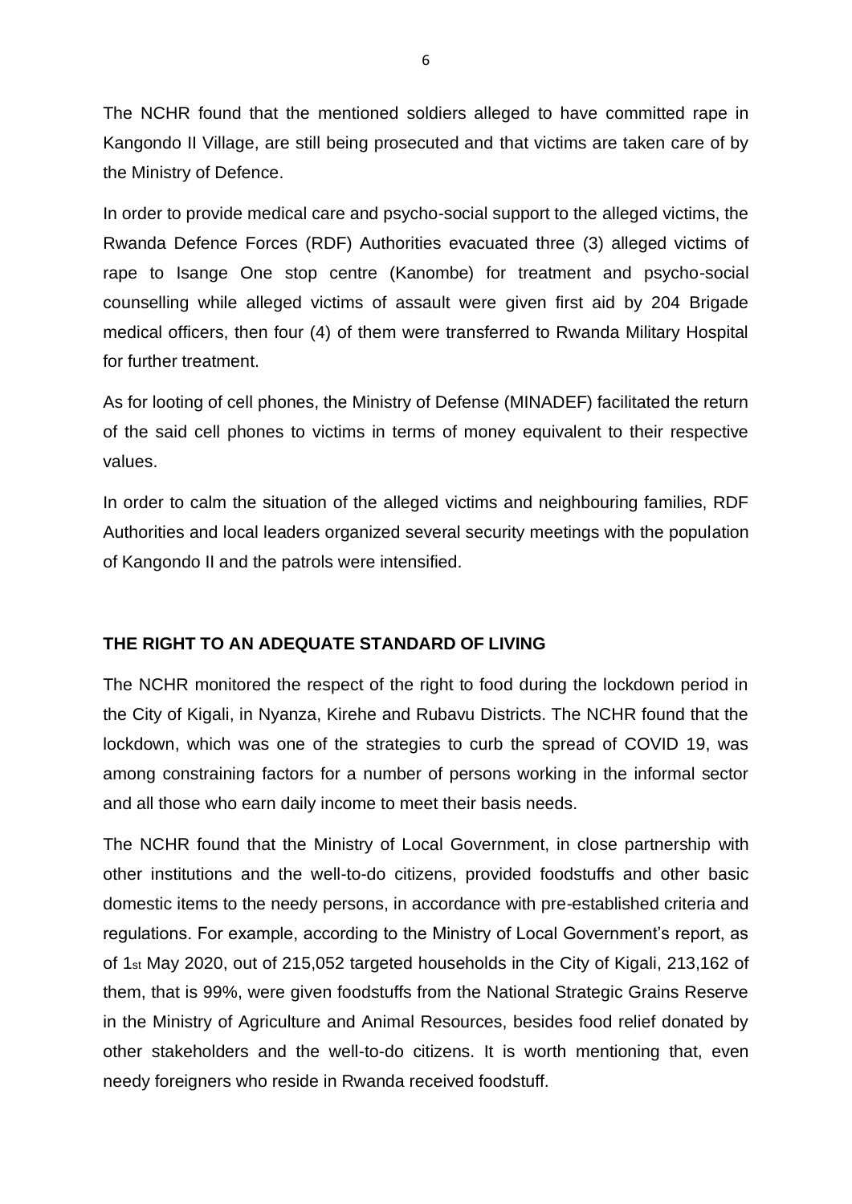The NCHR found that the mentioned soldiers alleged to have committed rape in Kangondo II Village, are still being prosecuted and that victims are taken care of by the Ministry of Defence.

In order to provide medical care and psycho-social support to the alleged victims, the Rwanda Defence Forces (RDF) Authorities evacuated three (3) alleged victims of rape to Isange One stop centre (Kanombe) for treatment and psycho-social counselling while alleged victims of assault were given first aid by 204 Brigade medical officers, then four (4) of them were transferred to Rwanda Military Hospital for further treatment.

As for looting of cell phones, the Ministry of Defense (MINADEF) facilitated the return of the said cell phones to victims in terms of money equivalent to their respective values.

In order to calm the situation of the alleged victims and neighbouring families, RDF Authorities and local leaders organized several security meetings with the population of Kangondo II and the patrols were intensified.

## THE RIGHT TO AN ADEQUATE STANDARD OF LIVING

The NCHR monitored the respect of the right to food during the lockdown period in the City of Kigali, in Nyanza, Kirehe and Rubavu Districts. The NCHR found that the lockdown, which was one of the strategies to curb the spread of COVID 19, was among constraining factors for a number of persons working in the informal sector and all those who earn daily income to meet their basis needs.

The NCHR found that the Ministry of Local Government, in close partnership with other institutions and the well-to-do citizens, provided foodstuffs and other basic domestic items to the needy persons, in accordance with pre-established criteria and regulations. For example, according to the Ministry of Local Government's report, as of 1st May 2020, out of 215,052 targeted households in the City of Kigali, 213,162 of them, that is 99%, were given foodstuffs from the National Strategic Grains Reserve in the Ministry of Agriculture and Animal Resources, besides food relief donated by other stakeholders and the well-to-do citizens. It is worth mentioning that, even needy foreigners who reside in Rwanda received foodstuff.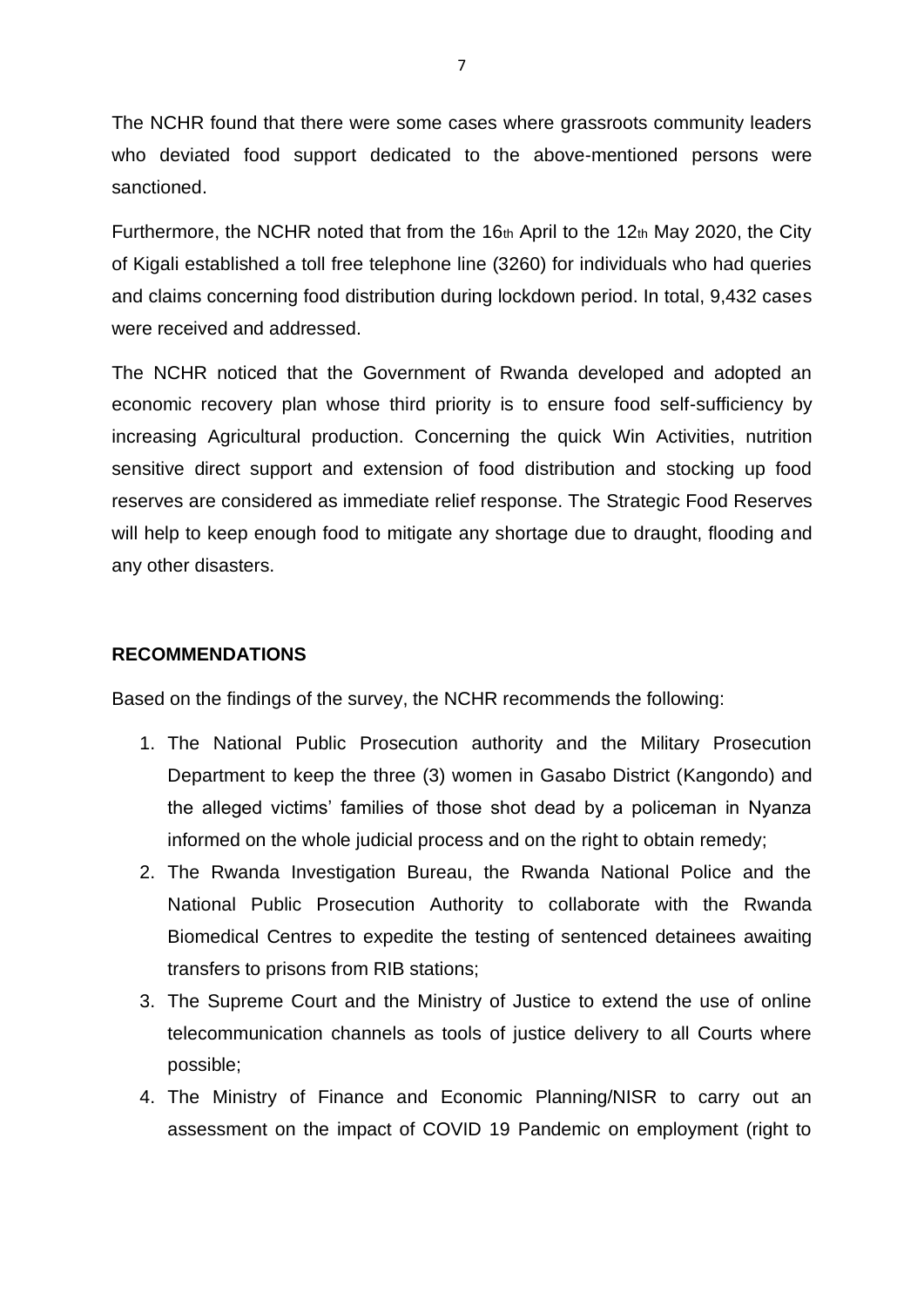The NCHR found that there were some cases where grassroots community leaders who deviated food support dedicated to the above-mentioned persons were sanctioned.

Furthermore, the NCHR noted that from the 16th April to the 12th May 2020, the City of Kigali established a toll free telephone line (3260) for individuals who had queries and claims concerning food distribution during lockdown period. In total, 9,432 cases were received and addressed.

The NCHR noticed that the Government of Rwanda developed and adopted an economic recovery plan whose third priority is to ensure food self-sufficiency by increasing Agricultural production. Concerning the quick Win Activities, nutrition sensitive direct support and extension of food distribution and stocking up food reserves are considered as immediate relief response. The Strategic Food Reserves will help to keep enough food to mitigate any shortage due to draught, flooding and any other disasters.

**RECOMMENDATIONS**

Based on the findings of the survey, the NCHR recommends the following:

1. The National Public Prosecution authority and the Military Prosecution Department to keep the three (3) women in Gasabo District (Kangondo) and the alleged victims' families of those shot dead by a policeman in Nyanza informed on the whole judicial process and on the right to obtain remedy;
2. The Rwanda Investigation Bureau, the Rwanda National Police and the National Public Prosecution Authority to collaborate with the Rwanda Biomedical Centres to expedite the testing of sentenced detainees awaiting transfers to prisons from RIB stations;
3. The Supreme Court and the Ministry of Justice to extend the use of online telecommunication channels as tools of justice delivery to all Courts where possible;
4. The Ministry of Finance and Economic Planning/NISR to carry out an assessment on the impact of COVID 19 Pandemic on employment (right to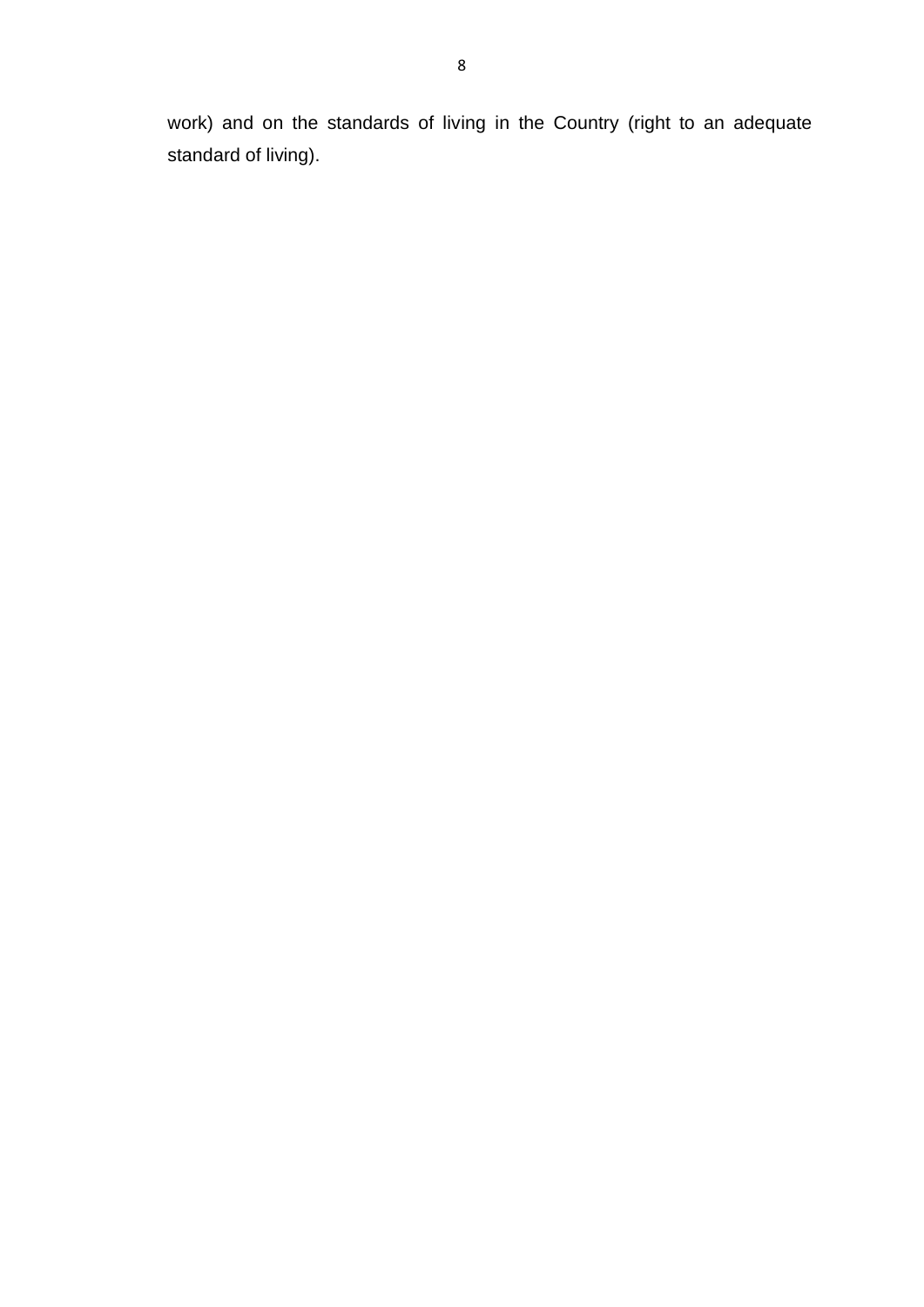work) and on the standards of living in the Country (right to an adequate standard of living).